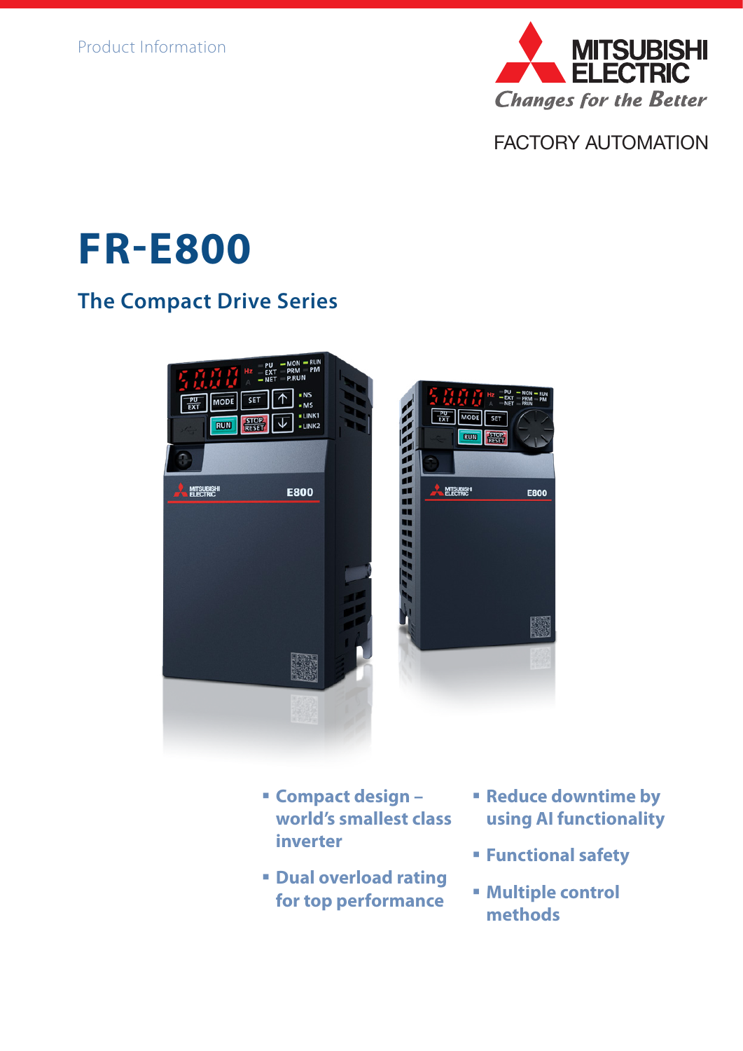Product Information

MITSUBISHI ELECTRIC

*Changes for the Better*

FACTORY AUTOMATION

# FR-E800

## The Compact Drive Series

- **Compact design – world's smallest class inverter**
- **Dual overload rating for top performance**
- **Reduce downtime by using AI functionality**
- **Functional safety**
- **Multiple control methods**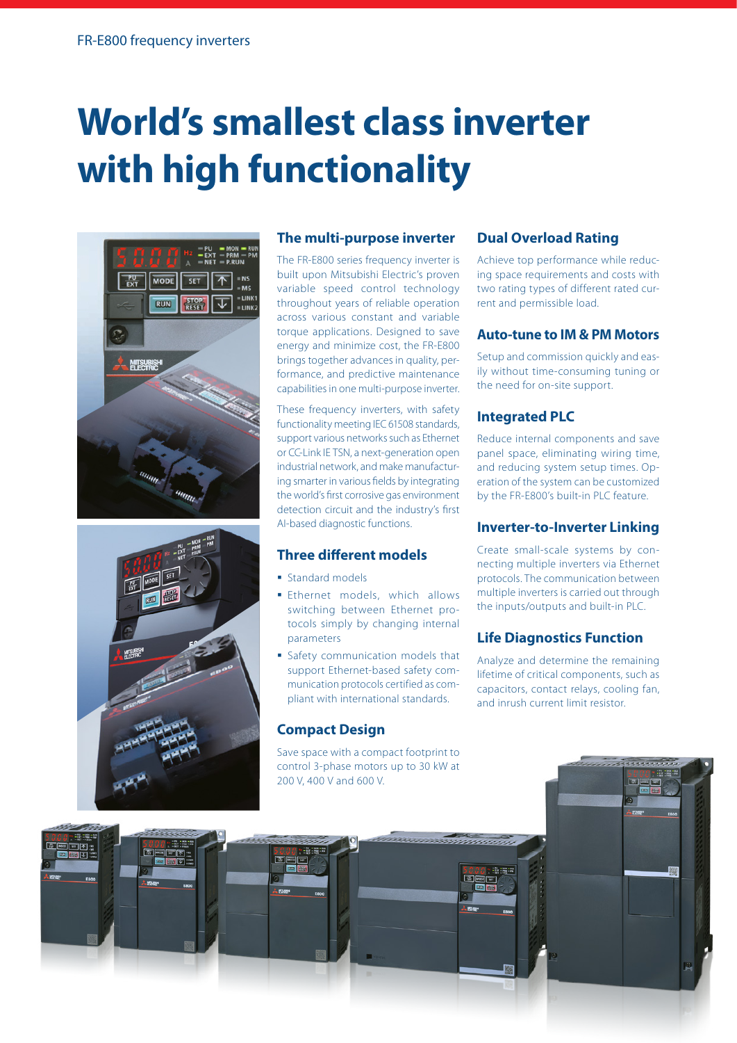# World's smallest class inverter with high functionality

## The multi-purpose inverter

The FR-E800 series frequency inverter is built upon Mitsubishi Electric's proven variable speed control technology throughout years of reliable operation across various constant and variable torque applications. Designed to save energy and minimize cost, the FR-E800 brings together advances in quality, performance, and predictive maintenance capabilities in one multi-purpose inverter.

These frequency inverters, with safety functionality meeting IEC 61508 standards, support various networks such as Ethernet or CC-Link IE TSN, a next-generation open industrial network, and make manufacturing smarter in various fields by integrating the world's first corrosive gas environment detection circuit and the industry's first AI-based diagnostic functions.

## Three different models

- Standard models
- Ethernet models, which allows switching between Ethernet protocols simply by changing internal parameters
- Safety communication models that support Ethernet-based safety communication protocols certified as compliant with international standards.

## Compact Design

Save space with a compact footprint to control 3-phase motors up to 30 kW at 200 V, 400 V and 600 V.

## Dual Overload Rating

Achieve top performance while reducing space requirements and costs with two rating types of different rated current and permissible load.

## Auto-tune to IM & PM Motors

Setup and commission quickly and easily without time-consuming tuning or the need for on-site support.

## Integrated PLC

Reduce internal components and save panel space, eliminating wiring time, and reducing system setup times. Operation of the system can be customized by the FR-E800's built-in PLC feature.

## Inverter-to-Inverter Linking

Create small-scale systems by connecting multiple inverters via Ethernet protocols. The communication between multiple inverters is carried out through the inputs/outputs and built-in PLC.

## Life Diagnostics Function

Analyze and determine the remaining lifetime of critical components, such as capacitors, contact relays, cooling fan, and inrush current limit resistor.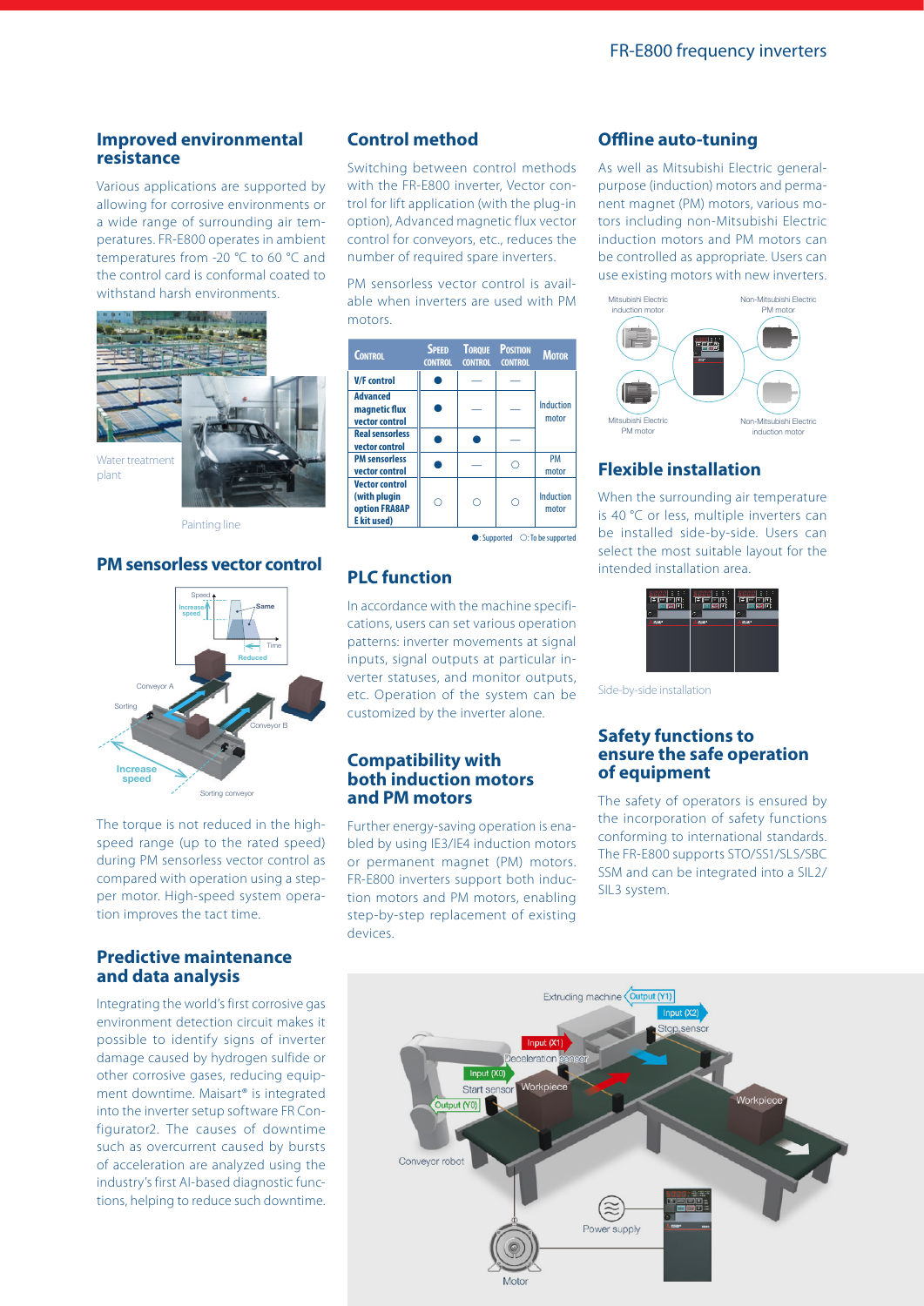## Improved environmental resistance

Various applications are supported by allowing for corrosive environments or a wide range of surrounding air temperatures. FR-E800 operates in ambient temperatures from -20 °C to 60 °C and the control card is conformal coated to withstand harsh environments.

Water treatment plant

Painting line

## PM sensorless vector control

The torque is not reduced in the high-speed range (up to the rated speed) during PM sensorless vector control as compared with operation using a stepper motor. High-speed system operation improves the tact time.

## Predictive maintenance and data analysis

Integrating the world's first corrosive gas environment detection circuit makes it possible to identify signs of inverter damage caused by hydrogen sulfide or other corrosive gases, reducing equipment downtime. Maisart® is integrated into the inverter setup software FR Configurator2. The causes of downtime such as overcurrent caused by bursts of acceleration are analyzed using the industry's first AI-based diagnostic functions, helping to reduce such downtime.

## Control method

Switching between control methods with the FR-E800 inverter, Vector control for lift application (with the plug-in option), Advanced magnetic flux vector control for conveyors, etc., reduces the number of required spare inverters.

PM sensorless vector control is available when inverters are used with PM motors.

| Control | Speed control | Torque control | Position control | Motor |
|---|---|---|---|---|
| V/F control | ● | — | — | Induction motor |
| Advanced magnetic flux vector control | ● | — | — | |
| Real sensorless vector control | ● | ● | — | |
| PM sensorless vector control | ● | — | ○ | PM motor |
| Vector control (with plugin option FR-A8AP E kit used) | ○ | ○ | ○ | Induction motor |

●: Supported ○: To be supported

## PLC function

In accordance with the machine specifications, users can set various operation patterns: inverter movements at signal inputs, signal outputs at particular inverter statuses, and monitor outputs, etc. Operation of the system can be customized by the inverter alone.

## Compatibility with both induction motors and PM motors

Further energy-saving operation is enabled by using IE3/IE4 induction motors or permanent magnet (PM) motors. FR-E800 inverters support both induction motors and PM motors, enabling step-by-step replacement of existing devices.

## Offline auto-tuning

As well as Mitsubishi Electric general-purpose (induction) motors and permanent magnet (PM) motors, various motors including non-Mitsubishi Electric induction motors and PM motors can be controlled as appropriate. Users can use existing motors with new inverters.

## Flexible installation

When the surrounding air temperature is 40 °C or less, multiple inverters can be installed side-by-side. Users can select the most suitable layout for the intended installation area.

Side-by-side installation

## Safety functions to ensure the safe operation of equipment

The safety of operators is ensured by the incorporation of safety functions conforming to international standards. The FR-E800 supports STO/SS1/SLS/SBC SSM and can be integrated into a SIL2/SIL3 system.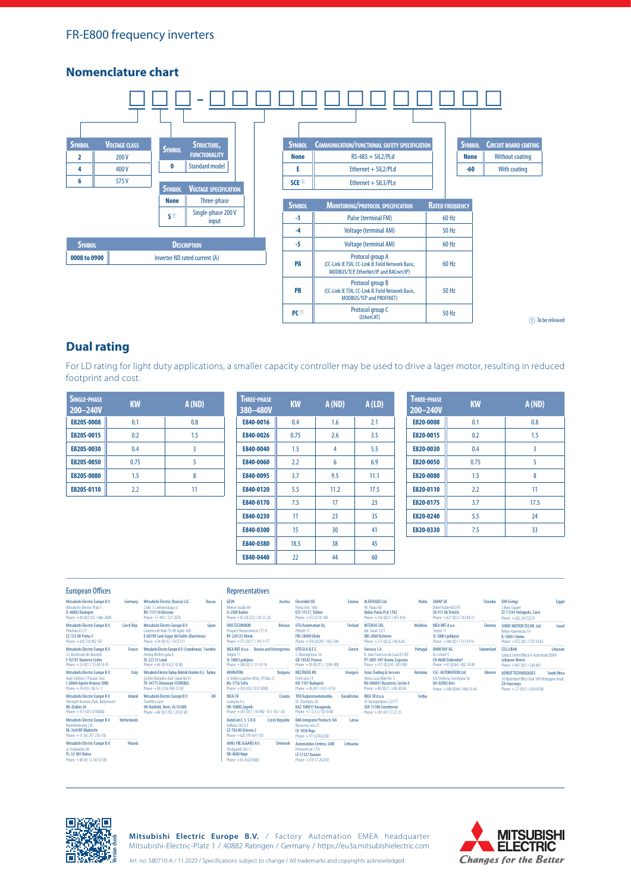# FR-E800 frequency inverters

## Nomenclature chart

□ □ □ - □ □ □ □ □ □ □ □ □ □ □ □ □

| Symbol | Voltage class |
|---|---|
| 2 | 200 V |
| 4 | 400 V |
| 6 | 575 V |

| Symbol | Structure, functionality |
|---|---|
| 0 | Standard model |

| Symbol | Voltage specification |
|---|---|
| None | Three-phase |
| S ① | Single-phase 200 V input |

| Symbol | Description |
|---|---|
| 0008 to 0900 | Inverter ND rated current (A) |

| Symbol | Communication/functional safety specification |
|---|---|
| None | RS-485 + SIL2/PLd |
| E | Ethernet + SIL2/PLd |
| SCE ① | Ethernet + SIL3/PLe |

| Symbol | Circuit board coating |
|---|---|
| None | Without coating |
| -60 | With coating |

| Symbol | Monitoring/protocol specification | Rated frequency |
|---|---|---|
| -1 | Pulse (terminal FM) | 60 Hz |
| -4 | Voltage (terminal AM) | 50 Hz |
| -5 | Voltage (terminal AM) | 60 Hz |
| PA | Protocol group A (CC-Link IE TSN, CC-Link IE Field Network Basic, MODBUS/TCP, EtherNet/IP and BACnet/IP) | 60 Hz |
| PB | Protocol group B (CC-Link IE TSN, CC-Link IE Field Network Basic, MODBUS/TCP and PROFINET) | 50 Hz |
| PC ① | Protocol group C (EtherCAT) | 50 Hz |

① To be released

## Dual rating

For LD rating for light duty applications, a smaller capacity controller may be used to drive a lager motor, resulting in reduced footprint and cost.

| Single-phase 200–240V | KW | A (ND) |
|---|---|---|
| E820S-0008 | 0.1 | 0.8 |
| E820S-0015 | 0.2 | 1.5 |
| E820S-0030 | 0.4 | 3 |
| E820S-0050 | 0.75 | 5 |
| E820S-0080 | 1.5 | 8 |
| E820S-0110 | 2.2 | 11 |

| Three-phase 380–480V | KW | A (ND) | A (LD) |
|---|---|---|---|
| E840-0016 | 0.4 | 1.6 | 2.1 |
| E840-0026 | 0.75 | 2.6 | 3.5 |
| E840-0040 | 1.5 | 4 | 5.5 |
| E840-0060 | 2.2 | 6 | 6.9 |
| E840-0095 | 3.7 | 9.5 | 11.1 |
| E840-0120 | 5.5 | 11.2 | 17.5 |
| E840-0170 | 7.5 | 17 | 23 |
| E840-0230 | 11 | 23 | 35 |
| E840-0300 | 15 | 30 | 41 |
| E840-0380 | 18.5 | 38 | 45 |
| E840-0440 | 22 | 44 | 60 |

| Three-phase 200–240V | KW | A (ND) |
|---|---|---|
| E820-0008 | 0.1 | 0.8 |
| E820-0015 | 0.2 | 1.5 |
| E820-0030 | 0.4 | 3 |
| E820-0050 | 0.75 | 5 |
| E820-0080 | 1.5 | 8 |
| E820-0110 | 2.2 | 11 |
| E820-0175 | 3.7 | 17.5 |
| E820-0240 | 5.5 | 24 |
| E820-0330 | 7.5 | 33 |

### European Offices

**Mitsubishi Electric Europe B.V.** — Germany
Mitsubishi-Electric-Platz 1
D-40882 Ratingen
Phone: +49 (0)2102 / 486-2048

**Mitsubishi Electric Europe B.V.** — Czech Rep.
Pekařská 621/7
CZ-155 00 Praha 5
Phone: +420 734 402 587

**Mitsubishi Electric Europe B.V.** — France
25, Boulevard des Bouvets
F-92741 Nanterre Cedex
Phone: +33 (0)1 / 55 68 56 95

**Mitsubishi Electric Europe B.V.** — Italy
Viale Colleoni 7 Palazzo Sirio
I-20864 Agrate Brianza (MB)
Phone: +39 039 / 60 53 1

**Mitsubishi Electric Europe B.V.** — Ireland
Westgate Business Park, Ballymount
IRL-Dublin 24
Phone: +353 (0)1 4198800

**Mitsubishi Electric Europe B.V.** — Netherlands
Nijverheidsweg 23C
NL-3641RP Mijdrecht
Phone: +31 (0) 297 250 350

**Mitsubishi Electric Europe B.V.** — Poland
ul. Krakowska 48
PL-32-083 Balice
Phone: +48 (0) 12 347 65 00

**Mitsubishi Electric (Russia) LLC** — Russia
2 bld. 1, Letnikovskaya st.
RU-115114 Moscow
Phone: +7 495 / 721 2070

**Mitsubishi Electric Europe B.V.** — Spain
Carretera de Rubí 76-80 Apdo. 420
E-08190 Sant Cugat del Vallès (Barcelona)
Phone: +34 (0) 93 / 5653131

**Mitsubishi Electric Europe B.V. (Scandinavia)** — Sweden
Hedvig Möllers gata 6
SE-223 55 Lund
Phone: +46 (0) 8 625 10 00

**Mitsubishi Electric Turkey Elektrik Ürünleri A.Ş.** — Turkey
Şerifali Mahallesi Kale Sokak No: 41
TR-34775 Ümraniye-İSTANBUL
Phone: +90 (216) 969 25 00

**Mitsubishi Electric Europe B.V.** — UK
Travellers Lane
UK-Hatfield, Herts. AL10 8XB
Phone: +44 (0)1707 / 28 87 80

### Representatives

**GEVA** — Austria
Wiener Straße 89
A-2500 Baden
Phone: +43 (0)2252 / 85 55 20

**OOO TECHNIKON** — Belarus
Prospect Nezavisimosti 177-9
BY-220125 Minsk
Phone: +375 (0)17 / 393 1177

**INEA RBT d.o.o.** — Bosnia and Herzegovina
Stegne 11
SI-1000 Ljubljana
Phone: +386 (0)1/ 513 8116

**AKHNATON** — Bulgaria
4, Andrei Ljapchev Blvd., PO Box 21
BG-1756 Sofia
Phone: +359 (0)2 / 817 6000

**INEA CR** — Croatia
Losinjska 4 a
HR-10000 Zagreb
Phone: +385 (0)1 / 36 940 - 01/ -02/ -03

**AutoCont C. S. S.R.O.** — Czech Republic
Kafkova 1853/3
CZ-702 00 Ostrava 2
Phone: +420 595 691 150

**HANS FØLSGAARD A/S** — Denmark
Theilgaards Torv 1
DK-4600 Køge
Phone: +45 4320 8600

**Electrobit OÜ** — Estonia
Pärnu mnt. 160i
EST-11317, Tallinn
Phone: +372 6518 140

**UTU Automation Oy** — Finland
Peltotie 37
FIN-28400 Ulvila
Phone: +358 (0)207 / 463 500

**UTECO A.B.E.E.** — Greece
5, Mavrogenous Str.
GR-18542 Piraeus
Phone: +30 (0)211 / 1206-900

**MELTRADE Kft.** — Hungary
Fertő utca 14.
HU-1107 Budapest
Phone: +36 (0)1 / 431-9726

**TOO Kazpromavtomatika** — Kazakhstan
Ul. Zhambyla 28
KAZ-100017 Karaganda
Phone: +7 7212 / 50 10 00

**OAK Integrator Products SIA** — Latvia
Ritausmas iela 23
LV-1058 Riga
Phone: +371 67842280

**Automatikos Centras, UAB** — Lithuania
Neries krantinė 14A-101
LT-48397 Kaunas
Phone: +370 37 262707

**ALFATRADE Ltd.** — Malta
99, Paola Hill
Malta-Paola PLA 1702
Phone: +356 (0)21 / 697 816

**INTEHSIS SRL** — Moldova
bld. Traian 23/1
MD-2060 Kishinev
Phone: +373 (0)22 / 66 4242

**Fonseca S.A.** — Portugal
R. João Francisco do Casal 87/89
PT-3801-997 Aveiro, Esgueira
Phone: +351 (0)234 / 303 900

**Sirius Trading & Services** — Romania
Aleea Lacul Morii Nr. 3
RO-060841 Bucuresti, Sector 6
Phone: +40 (0)21 / 430 40 06

**INEA SR d.o.o.** — Serbia
Ul. Karadjordjeva 12/217
SER-11300 Smederevo
Phone: +381 69 172 27 25

**SIMAP SK** — Slovakia
Dolné Pažite 603/97
SK-911 06 Trenčín
Phone: +421 (0)32 743 04 72

**INEA RBT d.o.o.** — Slovenia
Stegne 11
SI-1000 Ljubljana
Phone: +386 (0)1 / 513 8116

**OMNI RAY AG** — Switzerland
Im Schörli 5
CH-8600 Dübendorf
Phone: +41 (0)44 / 802 28 80

**CSC-AUTOMATION Ltd.** — Ukraine
4-B, Yevhena Sverstyuka Str.
UA-02002 Kiev
Phone: +380 (0)44 / 494 33 44

**EIM Energy** — Egypt
3 Roxy Square
ET-11341 Heliopolis, Cairo
Phone: +202 24552559

**SHERF Motion Techn. Ltd.** — Israel
Rehov Hamerkava 19
IL-58851 Holon
Phone: +972 (0)3 / 559 54 62

**CEG LIBAN** — Lebanon
Cebaco Center/Block A Autostrade DORA
Lebanon-Beirut
Phone: +961 (0)1 / 240 445

**ADROIT TECHNOLOGIES** — South Africa
20 Waterford Office Park 189 Witkoppen Road
ZA-Fourways
Phone: +27 (0)11 / 658 8100

Version check

**Mitsubishi Electric Europe B.V.** / Factory Automation EMEA headquarter
Mitsubishi-Electric-Platz 1 / 40882 Ratingen / Germany / https://eu3a.mitsubishielectric.com

Art. no. 580710-A / 11.2020 / Specifications subject to change / All trademarks and copyrights acknowledged.

MITSUBISHI ELECTRIC
*Changes for the Better*